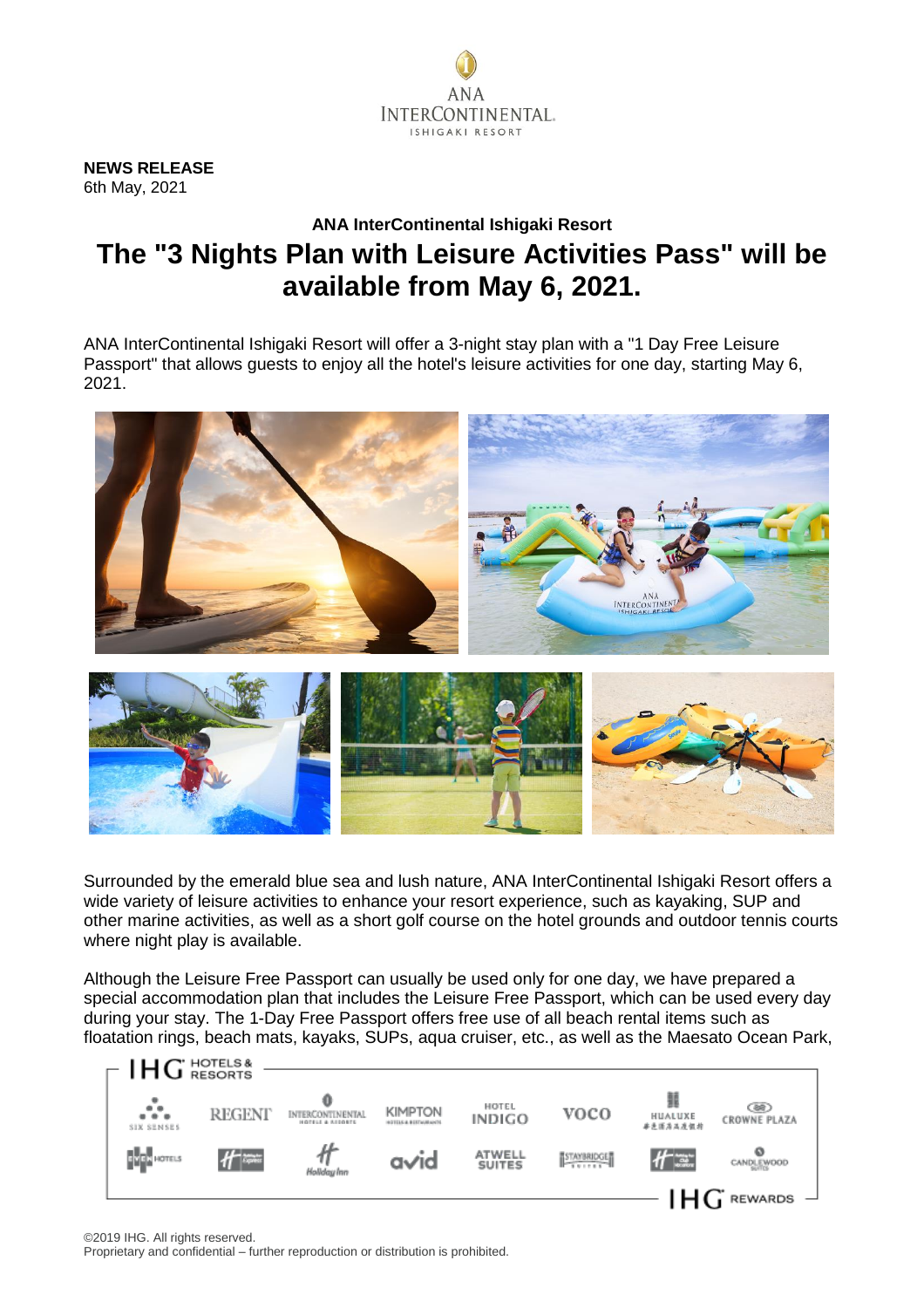**NEWS RELEASE**
6th May, 2021

**ANA InterContinental Ishigaki Resort**

# The "3 Nights Plan with Leisure Activities Pass" will be available from May 6, 2021.

ANA InterContinental Ishigaki Resort will offer a 3-night stay plan with a "1 Day Free Leisure Passport" that allows guests to enjoy all the hotel's leisure activities for one day, starting May 6, 2021.

Surrounded by the emerald blue sea and lush nature, ANA InterContinental Ishigaki Resort offers a wide variety of leisure activities to enhance your resort experience, such as kayaking, SUP and other marine activities, as well as a short golf course on the hotel grounds and outdoor tennis courts where night play is available.

Although the Leisure Free Passport can usually be used only for one day, we have prepared a special accommodation plan that includes the Leisure Free Passport, which can be used every day during your stay. The 1-Day Free Passport offers free use of all beach rental items such as floatation rings, beach mats, kayaks, SUPs, aqua cruiser, etc., as well as the Maesato Ocean Park,

©2019 IHG. All rights reserved.
Proprietary and confidential – further reproduction or distribution is prohibited.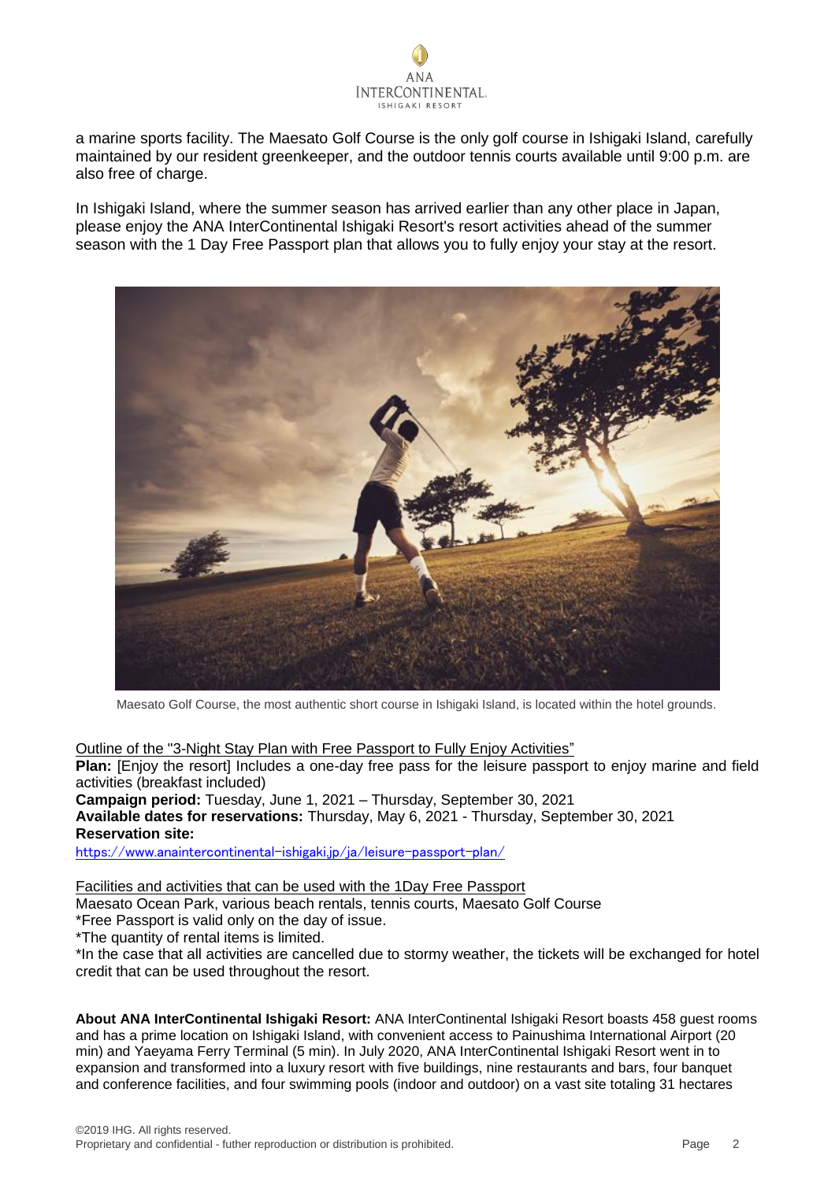a marine sports facility. The Maesato Golf Course is the only golf course in Ishigaki Island, carefully maintained by our resident greenkeeper, and the outdoor tennis courts available until 9:00 p.m. are also free of charge.

In Ishigaki Island, where the summer season has arrived earlier than any other place in Japan, please enjoy the ANA InterContinental Ishigaki Resort's resort activities ahead of the summer season with the 1 Day Free Passport plan that allows you to fully enjoy your stay at the resort.

Maesato Golf Course, the most authentic short course in Ishigaki Island, is located within the hotel grounds.

Outline of the "3-Night Stay Plan with Free Passport to Fully Enjoy Activities"

**Plan:** [Enjoy the resort] Includes a one-day free pass for the leisure passport to enjoy marine and field activities (breakfast included)
**Campaign period:** Tuesday, June 1, 2021 – Thursday, September 30, 2021
**Available dates for reservations:** Thursday, May 6, 2021 - Thursday, September 30, 2021
**Reservation site:**
https://www.anaintercontinental-ishigaki.jp/ja/leisure-passport-plan/

Facilities and activities that can be used with the 1Day Free Passport

Maesato Ocean Park, various beach rentals, tennis courts, Maesato Golf Course
*Free Passport is valid only on the day of issue.
*The quantity of rental items is limited.
*In the case that all activities are cancelled due to stormy weather, the tickets will be exchanged for hotel credit that can be used throughout the resort.

**About ANA InterContinental Ishigaki Resort:** ANA InterContinental Ishigaki Resort boasts 458 guest rooms and has a prime location on Ishigaki Island, with convenient access to Painushima International Airport (20 min) and Yaeyama Ferry Terminal (5 min). In July 2020, ANA InterContinental Ishigaki Resort went in to expansion and transformed into a luxury resort with five buildings, nine restaurants and bars, four banquet and conference facilities, and four swimming pools (indoor and outdoor) on a vast site totaling 31 hectares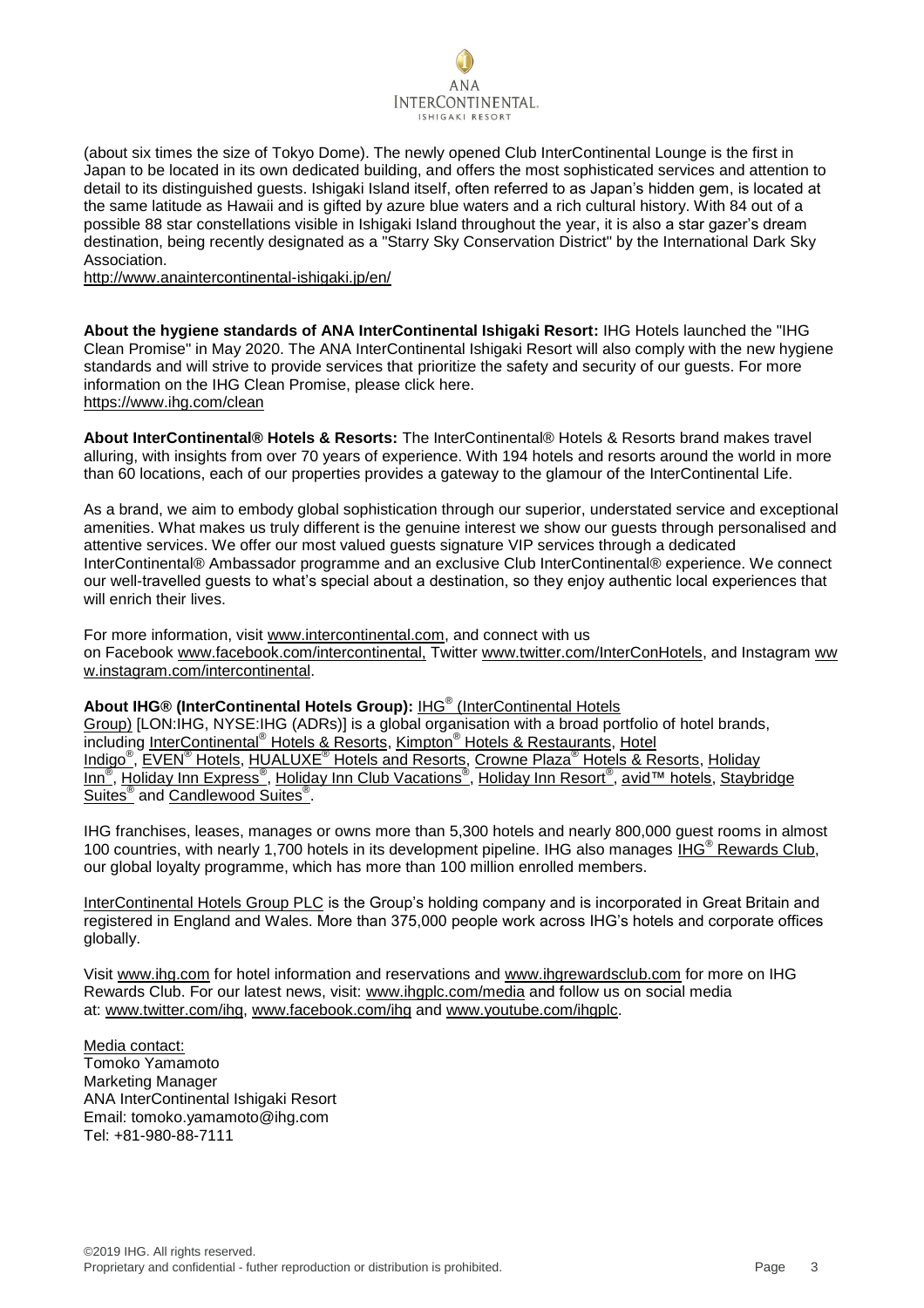(about six times the size of Tokyo Dome). The newly opened Club InterContinental Lounge is the first in Japan to be located in its own dedicated building, and offers the most sophisticated services and attention to detail to its distinguished guests. Ishigaki Island itself, often referred to as Japan's hidden gem, is located at the same latitude as Hawaii and is gifted by azure blue waters and a rich cultural history. With 84 out of a possible 88 star constellations visible in Ishigaki Island throughout the year, it is also a star gazer's dream destination, being recently designated as a "Starry Sky Conservation District" by the International Dark Sky Association.
http://www.anaintercontinental-ishigaki.jp/en/

**About the hygiene standards of ANA InterContinental Ishigaki Resort:** IHG Hotels launched the "IHG Clean Promise" in May 2020. The ANA InterContinental Ishigaki Resort will also comply with the new hygiene standards and will strive to provide services that prioritize the safety and security of our guests. For more information on the IHG Clean Promise, please click here.
https://www.ihg.com/clean

**About InterContinental® Hotels & Resorts:** The InterContinental® Hotels & Resorts brand makes travel alluring, with insights from over 70 years of experience. With 194 hotels and resorts around the world in more than 60 locations, each of our properties provides a gateway to the glamour of the InterContinental Life.

As a brand, we aim to embody global sophistication through our superior, understated service and exceptional amenities. What makes us truly different is the genuine interest we show our guests through personalised and attentive services. We offer our most valued guests signature VIP services through a dedicated InterContinental® Ambassador programme and an exclusive Club InterContinental® experience. We connect our well-travelled guests to what's special about a destination, so they enjoy authentic local experiences that will enrich their lives.

For more information, visit www.intercontinental.com, and connect with us on Facebook www.facebook.com/intercontinental, Twitter www.twitter.com/InterConHotels, and Instagram www.instagram.com/intercontinental.

**About IHG® (InterContinental Hotels Group):** IHG® (InterContinental Hotels Group) [LON:IHG, NYSE:IHG (ADRs)] is a global organisation with a broad portfolio of hotel brands, including InterContinental® Hotels & Resorts, Kimpton® Hotels & Restaurants, Hotel Indigo®, EVEN® Hotels, HUALUXE® Hotels and Resorts, Crowne Plaza® Hotels & Resorts, Holiday Inn®, Holiday Inn Express®, Holiday Inn Club Vacations®, Holiday Inn Resort®, avid™ hotels, Staybridge Suites® and Candlewood Suites®.

IHG franchises, leases, manages or owns more than 5,300 hotels and nearly 800,000 guest rooms in almost 100 countries, with nearly 1,700 hotels in its development pipeline. IHG also manages IHG® Rewards Club, our global loyalty programme, which has more than 100 million enrolled members.

InterContinental Hotels Group PLC is the Group's holding company and is incorporated in Great Britain and registered in England and Wales. More than 375,000 people work across IHG's hotels and corporate offices globally.

Visit www.ihg.com for hotel information and reservations and www.ihgrewardsclub.com for more on IHG Rewards Club. For our latest news, visit: www.ihgplc.com/media and follow us on social media at: www.twitter.com/ihg, www.facebook.com/ihg and www.youtube.com/ihgplc.

Media contact:
Tomoko Yamamoto
Marketing Manager
ANA InterContinental Ishigaki Resort
Email: tomoko.yamamoto@ihg.com
Tel: +81-980-88-7111